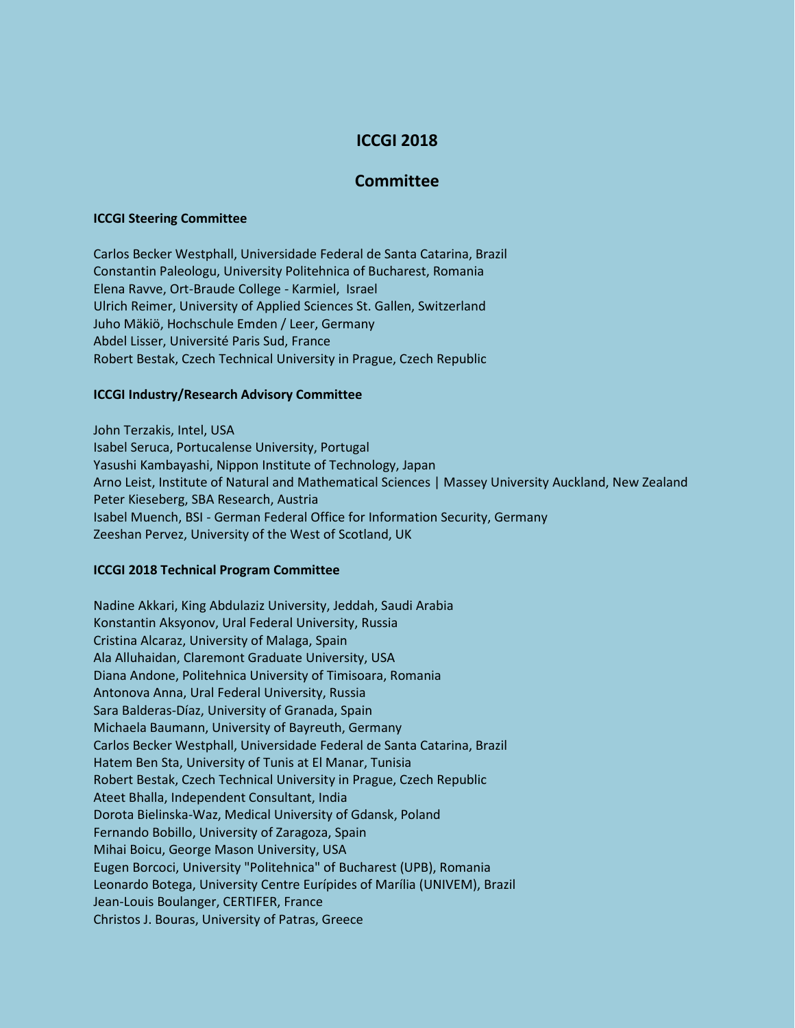# ICCGI 2018

## Committee

### ICCGI Steering Committee

Carlos Becker Westphall, Universidade Federal de Santa Catarina, Brazil
Constantin Paleologu, University Politehnica of Bucharest, Romania
Elena Ravve, Ort-Braude College - Karmiel, Israel
Ulrich Reimer, University of Applied Sciences St. Gallen, Switzerland
Juho Mäkiö, Hochschule Emden / Leer, Germany
Abdel Lisser, Université Paris Sud, France
Robert Bestak, Czech Technical University in Prague, Czech Republic

### ICCGI Industry/Research Advisory Committee

John Terzakis, Intel, USA
Isabel Seruca, Portucalense University, Portugal
Yasushi Kambayashi, Nippon Institute of Technology, Japan
Arno Leist, Institute of Natural and Mathematical Sciences | Massey University Auckland, New Zealand
Peter Kieseberg, SBA Research, Austria
Isabel Muench, BSI - German Federal Office for Information Security, Germany
Zeeshan Pervez, University of the West of Scotland, UK

### ICCGI 2018 Technical Program Committee

Nadine Akkari, King Abdulaziz University, Jeddah, Saudi Arabia
Konstantin Aksyonov, Ural Federal University, Russia
Cristina Alcaraz, University of Malaga, Spain
Ala Alluhaidan, Claremont Graduate University, USA
Diana Andone, Politehnica University of Timisoara, Romania
Antonova Anna, Ural Federal University, Russia
Sara Balderas-Díaz, University of Granada, Spain
Michaela Baumann, University of Bayreuth, Germany
Carlos Becker Westphall, Universidade Federal de Santa Catarina, Brazil
Hatem Ben Sta, University of Tunis at El Manar, Tunisia
Robert Bestak, Czech Technical University in Prague, Czech Republic
Ateet Bhalla, Independent Consultant, India
Dorota Bielinska-Waz, Medical University of Gdansk, Poland
Fernando Bobillo, University of Zaragoza, Spain
Mihai Boicu, George Mason University, USA
Eugen Borcoci, University "Politehnica" of Bucharest (UPB), Romania
Leonardo Botega, University Centre Eurípides of Marília (UNIVEM), Brazil
Jean-Louis Boulanger, CERTIFER, France
Christos J. Bouras, University of Patras, Greece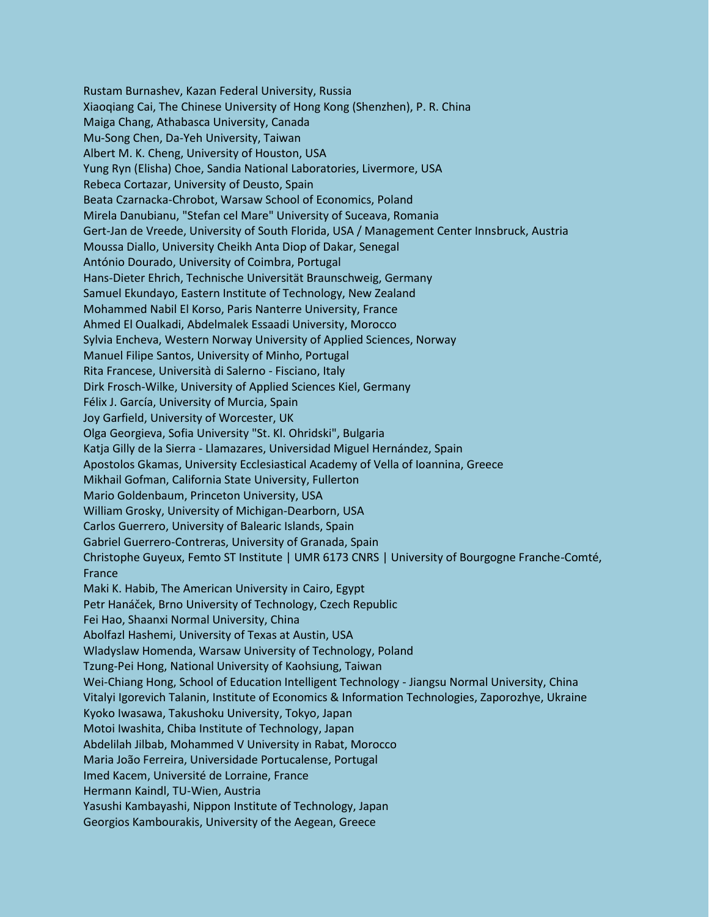Rustam Burnashev, Kazan Federal University, Russia
Xiaoqiang Cai, The Chinese University of Hong Kong (Shenzhen), P. R. China
Maiga Chang, Athabasca University, Canada
Mu-Song Chen, Da-Yeh University, Taiwan
Albert M. K. Cheng, University of Houston, USA
Yung Ryn (Elisha) Choe, Sandia National Laboratories, Livermore, USA
Rebeca Cortazar, University of Deusto, Spain
Beata Czarnacka-Chrobot, Warsaw School of Economics, Poland
Mirela Danubianu, "Stefan cel Mare" University of Suceava, Romania
Gert-Jan de Vreede, University of South Florida, USA / Management Center Innsbruck, Austria
Moussa Diallo, University Cheikh Anta Diop of Dakar, Senegal
António Dourado, University of Coimbra, Portugal
Hans-Dieter Ehrich, Technische Universität Braunschweig, Germany
Samuel Ekundayo, Eastern Institute of Technology, New Zealand
Mohammed Nabil El Korso, Paris Nanterre University, France
Ahmed El Oualkadi, Abdelmalek Essaadi University, Morocco
Sylvia Encheva, Western Norway University of Applied Sciences, Norway
Manuel Filipe Santos, University of Minho, Portugal
Rita Francese, Università di Salerno - Fisciano, Italy
Dirk Frosch-Wilke, University of Applied Sciences Kiel, Germany
Félix J. García, University of Murcia, Spain
Joy Garfield, University of Worcester, UK
Olga Georgieva, Sofia University "St. Kl. Ohridski", Bulgaria
Katja Gilly de la Sierra - Llamazares, Universidad Miguel Hernández, Spain
Apostolos Gkamas, University Ecclesiastical Academy of Vella of Ioannina, Greece
Mikhail Gofman, California State University, Fullerton
Mario Goldenbaum, Princeton University, USA
William Grosky, University of Michigan-Dearborn, USA
Carlos Guerrero, University of Balearic Islands, Spain
Gabriel Guerrero-Contreras, University of Granada, Spain
Christophe Guyeux, Femto ST Institute | UMR 6173 CNRS | University of Bourgogne Franche-Comté, France
Maki K. Habib, The American University in Cairo, Egypt
Petr Hanáček, Brno University of Technology, Czech Republic
Fei Hao, Shaanxi Normal University, China
Abolfazl Hashemi, University of Texas at Austin, USA
Wladyslaw Homenda, Warsaw University of Technology, Poland
Tzung-Pei Hong, National University of Kaohsiung, Taiwan
Wei-Chiang Hong, School of Education Intelligent Technology - Jiangsu Normal University, China
Vitalyi Igorevich Talanin, Institute of Economics & Information Technologies, Zaporozhye, Ukraine
Kyoko Iwasawa, Takushoku University, Tokyo, Japan
Motoi Iwashita, Chiba Institute of Technology, Japan
Abdelilah Jilbab, Mohammed V University in Rabat, Morocco
Maria João Ferreira, Universidade Portucalense, Portugal
Imed Kacem, Université de Lorraine, France
Hermann Kaindl, TU-Wien, Austria
Yasushi Kambayashi, Nippon Institute of Technology, Japan
Georgios Kambourakis, University of the Aegean, Greece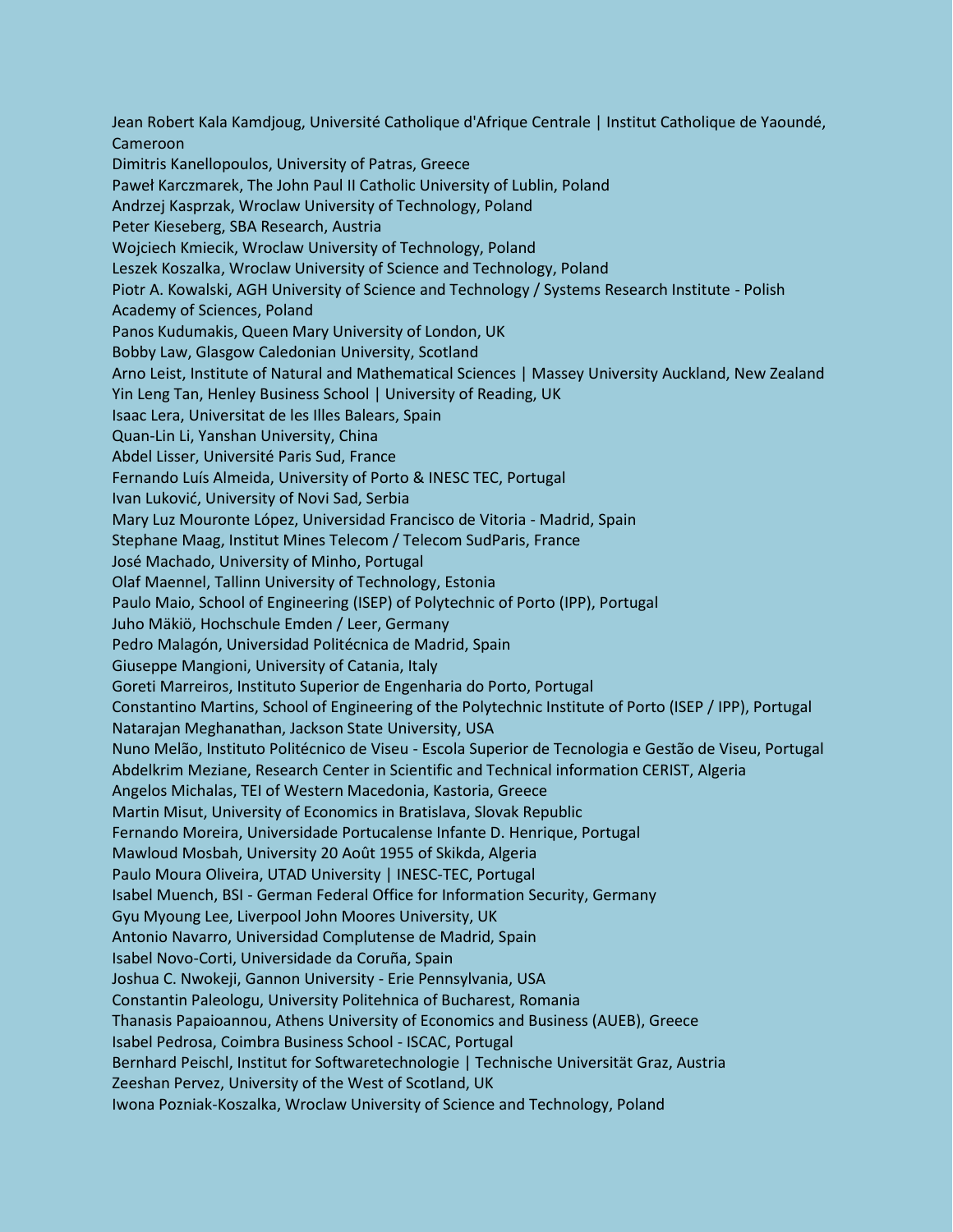Jean Robert Kala Kamdjoug, Université Catholique d'Afrique Centrale | Institut Catholique de Yaoundé, Cameroon
Dimitris Kanellopoulos, University of Patras, Greece
Paweł Karczmarek, The John Paul II Catholic University of Lublin, Poland
Andrzej Kasprzak, Wroclaw University of Technology, Poland
Peter Kieseberg, SBA Research, Austria
Wojciech Kmiecik, Wroclaw University of Technology, Poland
Leszek Koszalka, Wroclaw University of Science and Technology, Poland
Piotr A. Kowalski, AGH University of Science and Technology / Systems Research Institute - Polish Academy of Sciences, Poland
Panos Kudumakis, Queen Mary University of London, UK
Bobby Law, Glasgow Caledonian University, Scotland
Arno Leist, Institute of Natural and Mathematical Sciences | Massey University Auckland, New Zealand
Yin Leng Tan, Henley Business School | University of Reading, UK
Isaac Lera, Universitat de les Illes Balears, Spain
Quan-Lin Li, Yanshan University, China
Abdel Lisser, Université Paris Sud, France
Fernando Luís Almeida, University of Porto & INESC TEC, Portugal
Ivan Luković, University of Novi Sad, Serbia
Mary Luz Mouronte López, Universidad Francisco de Vitoria - Madrid, Spain
Stephane Maag, Institut Mines Telecom / Telecom SudParis, France
José Machado, University of Minho, Portugal
Olaf Maennel, Tallinn University of Technology, Estonia
Paulo Maio, School of Engineering (ISEP) of Polytechnic of Porto (IPP), Portugal
Juho Mäkiö, Hochschule Emden / Leer, Germany
Pedro Malagón, Universidad Politécnica de Madrid, Spain
Giuseppe Mangioni, University of Catania, Italy
Goreti Marreiros, Instituto Superior de Engenharia do Porto, Portugal
Constantino Martins, School of Engineering of the Polytechnic Institute of Porto (ISEP / IPP), Portugal
Natarajan Meghanathan, Jackson State University, USA
Nuno Melão, Instituto Politécnico de Viseu - Escola Superior de Tecnologia e Gestão de Viseu, Portugal
Abdelkrim Meziane, Research Center in Scientific and Technical information CERIST, Algeria
Angelos Michalas, TEI of Western Macedonia, Kastoria, Greece
Martin Misut, University of Economics in Bratislava, Slovak Republic
Fernando Moreira, Universidade Portucalense Infante D. Henrique, Portugal
Mawloud Mosbah, University 20 Août 1955 of Skikda, Algeria
Paulo Moura Oliveira, UTAD University | INESC-TEC, Portugal
Isabel Muench, BSI - German Federal Office for Information Security, Germany
Gyu Myoung Lee, Liverpool John Moores University, UK
Antonio Navarro, Universidad Complutense de Madrid, Spain
Isabel Novo-Corti, Universidade da Coruña, Spain
Joshua C. Nwokeji, Gannon University - Erie Pennsylvania, USA
Constantin Paleologu, University Politehnica of Bucharest, Romania
Thanasis Papaioannou, Athens University of Economics and Business (AUEB), Greece
Isabel Pedrosa, Coimbra Business School - ISCAC, Portugal
Bernhard Peischl, Institut for Softwaretechnologie | Technische Universität Graz, Austria
Zeeshan Pervez, University of the West of Scotland, UK
Iwona Pozniak-Koszalka, Wroclaw University of Science and Technology, Poland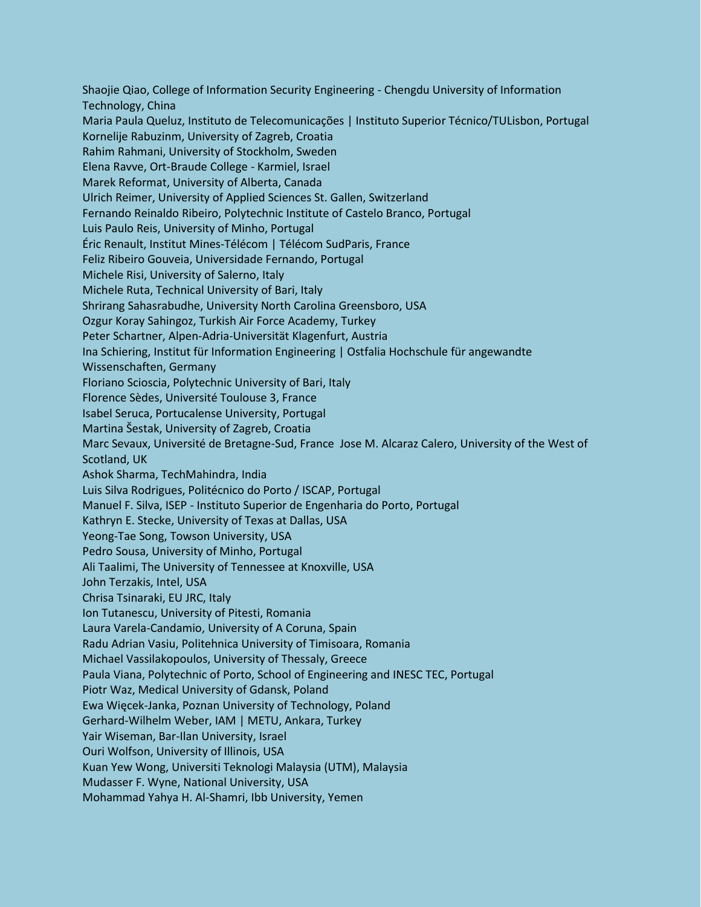Shaojie Qiao, College of Information Security Engineering - Chengdu University of Information Technology, China
Maria Paula Queluz, Instituto de Telecomunicações | Instituto Superior Técnico/TULisbon, Portugal
Kornelije Rabuzinm, University of Zagreb, Croatia
Rahim Rahmani, University of Stockholm, Sweden
Elena Ravve, Ort-Braude College - Karmiel, Israel
Marek Reformat, University of Alberta, Canada
Ulrich Reimer, University of Applied Sciences St. Gallen, Switzerland
Fernando Reinaldo Ribeiro, Polytechnic Institute of Castelo Branco, Portugal
Luis Paulo Reis, University of Minho, Portugal
Éric Renault, Institut Mines-Télécom | Télécom SudParis, France
Feliz Ribeiro Gouveia, Universidade Fernando, Portugal
Michele Risi, University of Salerno, Italy
Michele Ruta, Technical University of Bari, Italy
Shrirang Sahasrabudhe, University North Carolina Greensboro, USA
Ozgur Koray Sahingoz, Turkish Air Force Academy, Turkey
Peter Schartner, Alpen-Adria-Universität Klagenfurt, Austria
Ina Schiering, Institut für Information Engineering | Ostfalia Hochschule für angewandte Wissenschaften, Germany
Floriano Scioscia, Polytechnic University of Bari, Italy
Florence Sèdes, Université Toulouse 3, France
Isabel Seruca, Portucalense University, Portugal
Martina Šestak, University of Zagreb, Croatia
Marc Sevaux, Université de Bretagne-Sud, France Jose M. Alcaraz Calero, University of the West of Scotland, UK
Ashok Sharma, TechMahindra, India
Luis Silva Rodrigues, Politécnico do Porto / ISCAP, Portugal
Manuel F. Silva, ISEP - Instituto Superior de Engenharia do Porto, Portugal
Kathryn E. Stecke, University of Texas at Dallas, USA
Yeong-Tae Song, Towson University, USA
Pedro Sousa, University of Minho, Portugal
Ali Taalimi, The University of Tennessee at Knoxville, USA
John Terzakis, Intel, USA
Chrisa Tsinaraki, EU JRC, Italy
Ion Tutanescu, University of Pitesti, Romania
Laura Varela-Candamio, University of A Coruna, Spain
Radu Adrian Vasiu, Politehnica University of Timisoara, Romania
Michael Vassilakopoulos, University of Thessaly, Greece
Paula Viana, Polytechnic of Porto, School of Engineering and INESC TEC, Portugal
Piotr Waz, Medical University of Gdansk, Poland
Ewa Więcek-Janka, Poznan University of Technology, Poland
Gerhard-Wilhelm Weber, IAM | METU, Ankara, Turkey
Yair Wiseman, Bar-Ilan University, Israel
Ouri Wolfson, University of Illinois, USA
Kuan Yew Wong, Universiti Teknologi Malaysia (UTM), Malaysia
Mudasser F. Wyne, National University, USA
Mohammad Yahya H. Al-Shamri, Ibb University, Yemen